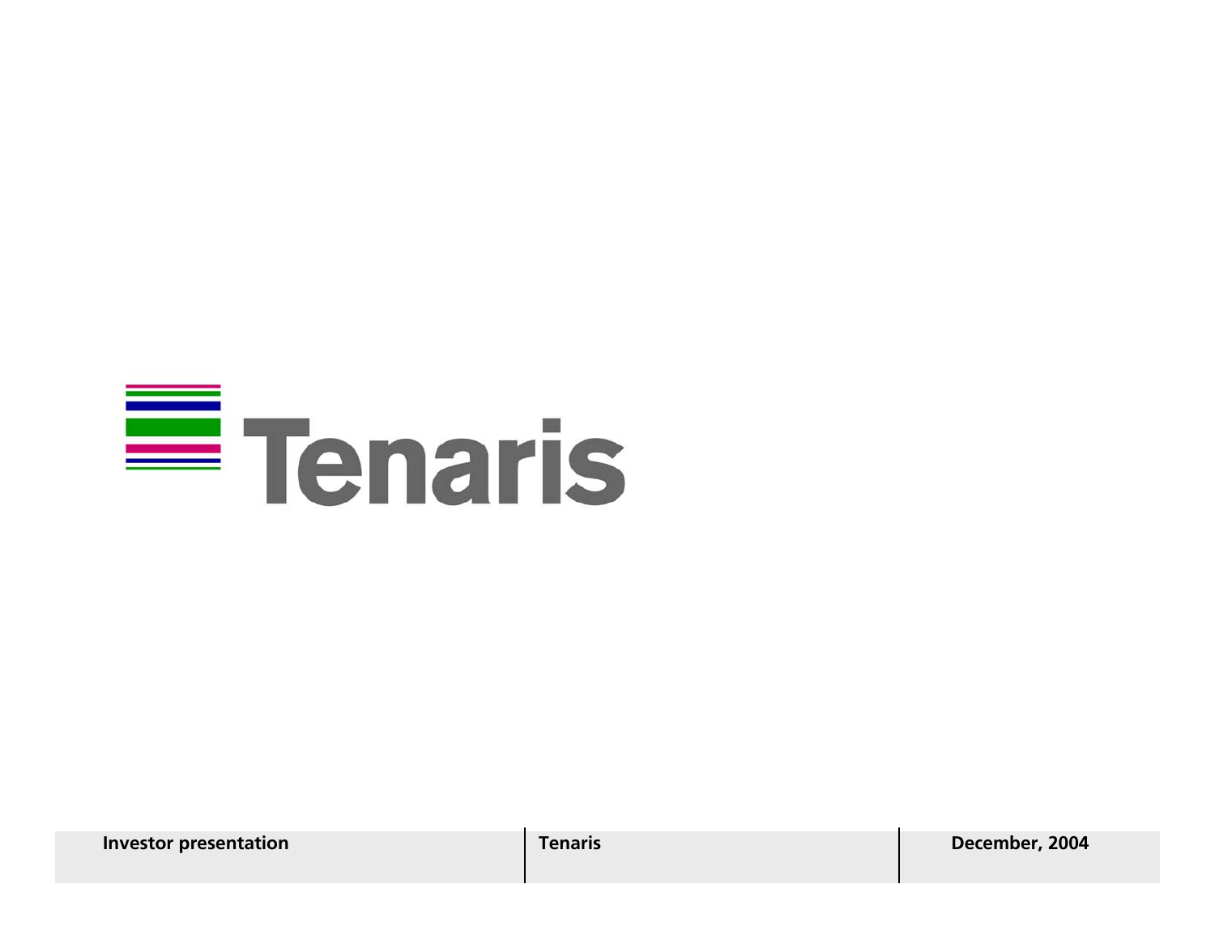# Tenaris

| Investor presentation | Tenaris | December, 2004 |
| --- | --- | --- |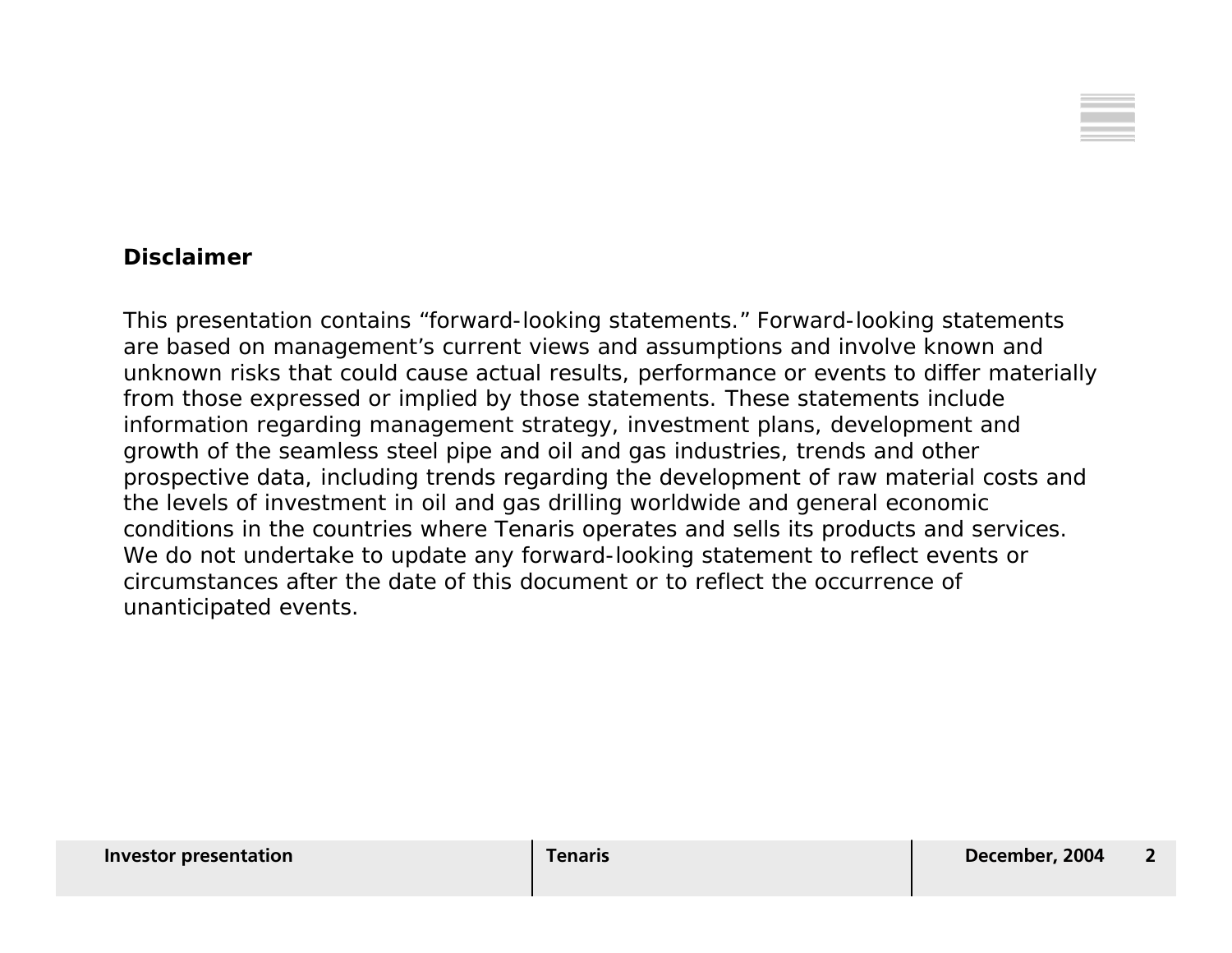## Disclaimer

This presentation contains “forward-looking statements.” Forward-looking statements are based on management’s current views and assumptions and involve known and unknown risks that could cause actual results, performance or events to differ materially from those expressed or implied by those statements. These statements include information regarding management strategy, investment plans, development and growth of the seamless steel pipe and oil and gas industries, trends and other prospective data, including trends regarding the development of raw material costs and the levels of investment in oil and gas drilling worldwide and general economic conditions in the countries where Tenaris operates and sells its products and services. We do not undertake to update any forward-looking statement to reflect events or circumstances after the date of this document or to reflect the occurrence of unanticipated events.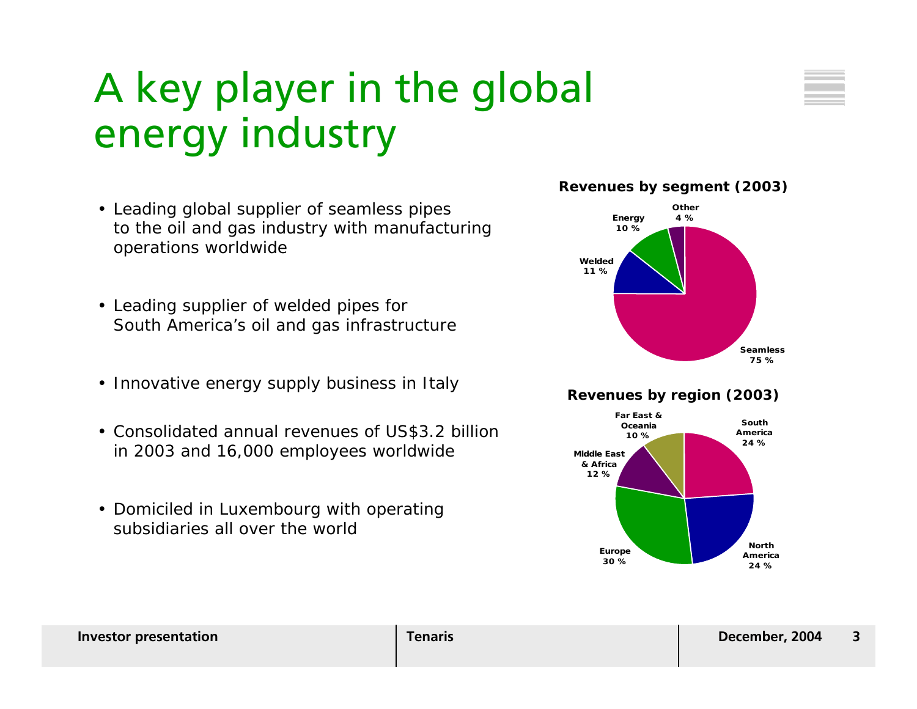# A key player in the global energy industry

- Leading global supplier of seamless pipes to the oil and gas industry with manufacturing operations worldwide
- Leading supplier of welded pipes for South America's oil and gas infrastructure
- Innovative energy supply business in Italy
- Consolidated annual revenues of US$3.2 billion in 2003 and 16,000 employees worldwide
- Domiciled in Luxembourg with operating subsidiaries all over the world

**Revenues by segment (2003)**

| Segment | Share |
| --- | --- |
| Seamless | 75 % |
| Welded | 11 % |
| Energy | 10 % |
| Other | 4 % |

**Revenues by region (2003)**

| Region | Share |
| --- | --- |
| South America | 24 % |
| North America | 24 % |
| Europe | 30 % |
| Middle East & Africa | 12 % |
| Far East & Oceania | 10 % |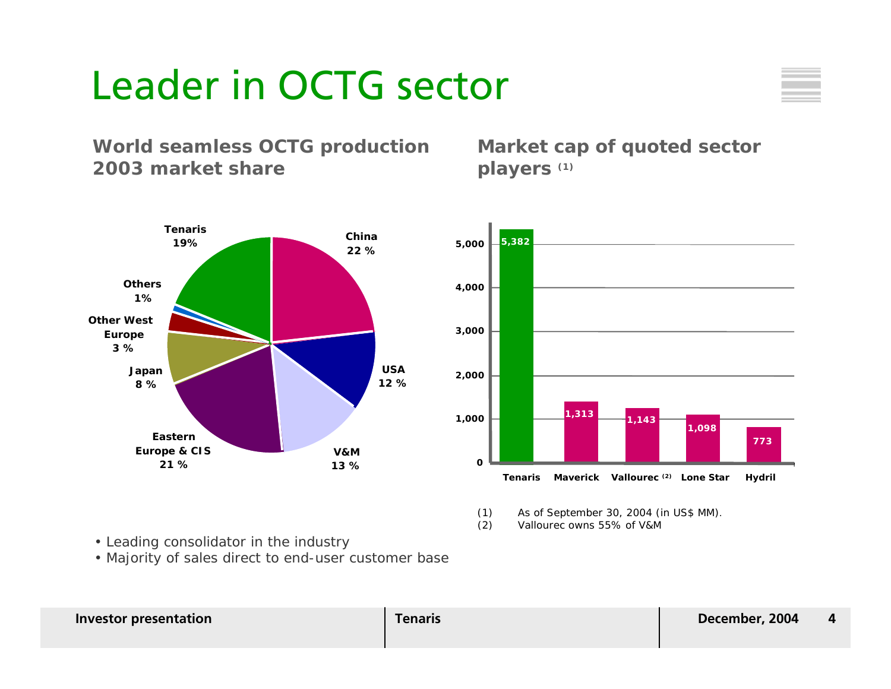# Leader in OCTG sector

## World seamless OCTG production 2003 market share

| Producer | Market share |
|---|---|
| Tenaris | 19% |
| China | 22 % |
| USA | 12 % |
| V&M | 13 % |
| Eastern Europe & CIS | 21 % |
| Japan | 8 % |
| Other West Europe | 3 % |
| Others | 1% |

## Market cap of quoted sector players (1)

| Company | Market cap |
|---|---|
| Tenaris | 5,382 |
| Maverick | 1,313 |
| Vallourec (2) | 1,143 |
| Lone Star | 1,098 |
| Hydril | 773 |

(1) As of September 30, 2004 (in US$ MM).
(2) Vallourec owns 55% of V&M

- Leading consolidator in the industry
- Majority of sales direct to end-user customer base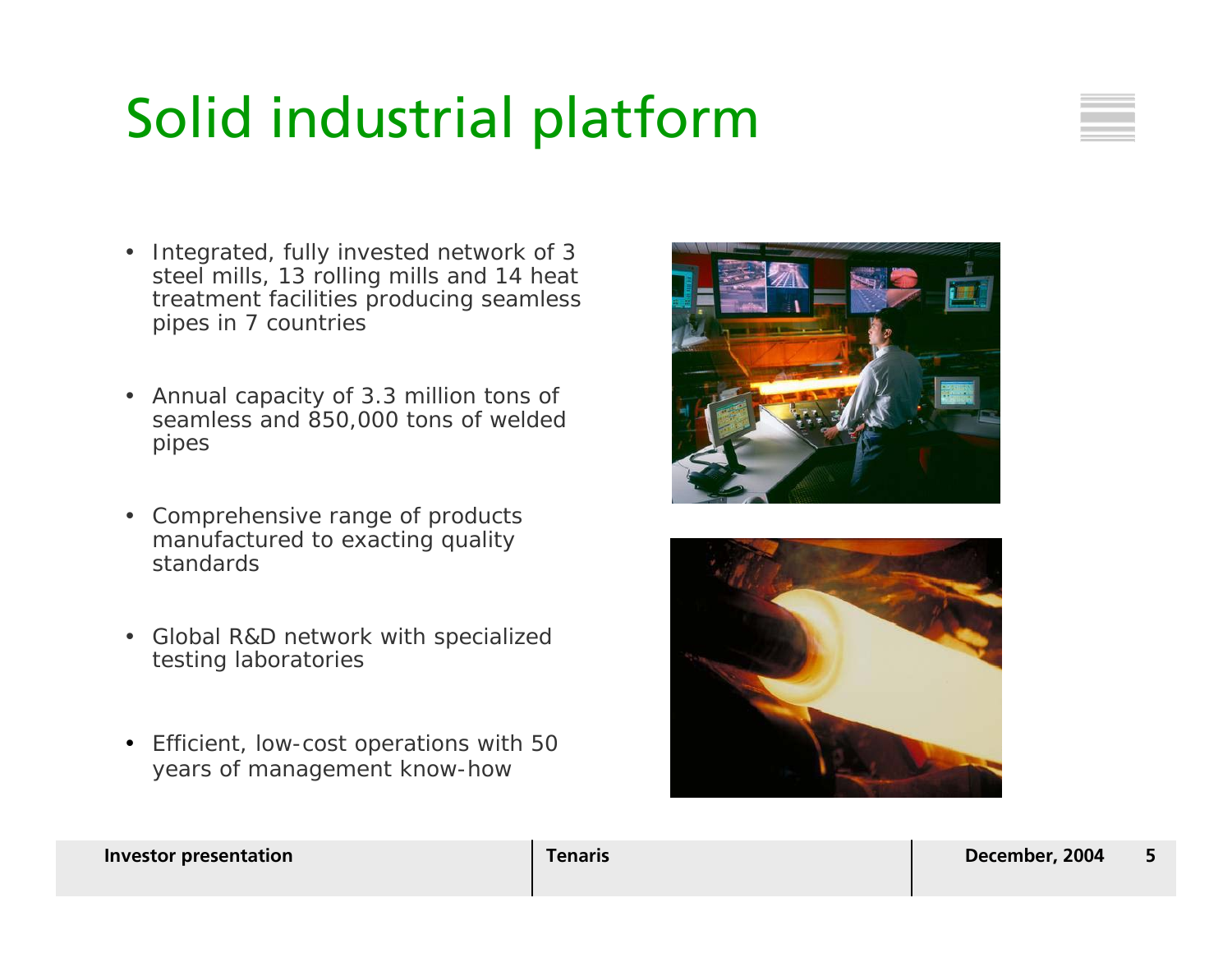# Solid industrial platform

- Integrated, fully invested network of 3 steel mills, 13 rolling mills and 14 heat treatment facilities producing seamless pipes in 7 countries
- Annual capacity of 3.3 million tons of seamless and 850,000 tons of welded pipes
- Comprehensive range of products manufactured to exacting quality standards
- Global R&D network with specialized testing laboratories
- Efficient, low-cost operations with 50 years of management know-how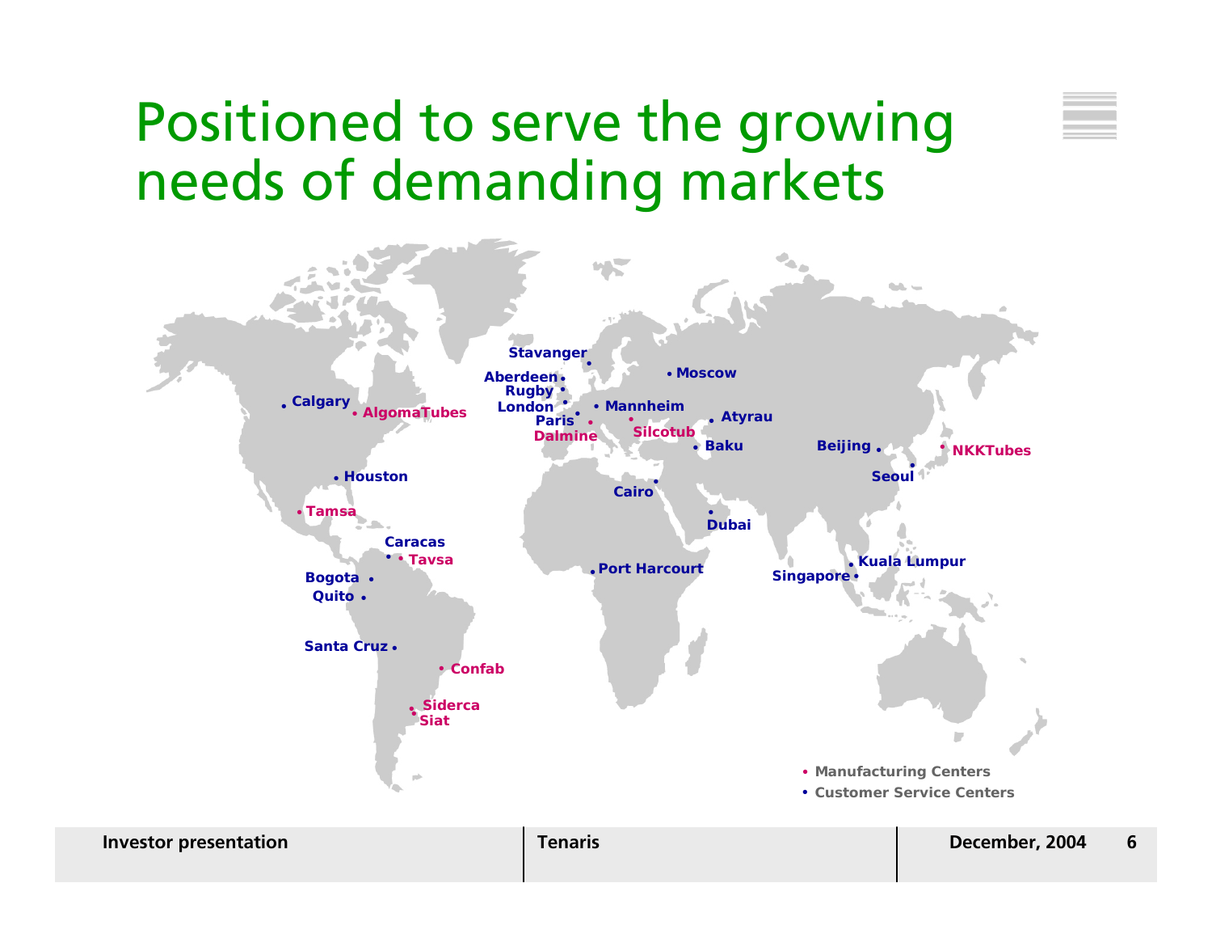# Positioned to serve the growing needs of demanding markets

Stavanger
Aberdeen
Rugby
London
Paris
Mannheim
Moscow
Dalmine
Silcotub
Atyrau
Baku
Calgary
AlgomaTubes
Houston
Tamsa
Caracas
Tavsa
Bogota
Quito
Santa Cruz
Confab
Siderca
Siat
Cairo
Dubai
Port Harcourt
Beijing
Seoul
NKKTubes
Kuala Lumpur
Singapore

- Manufacturing Centers
- Customer Service Centers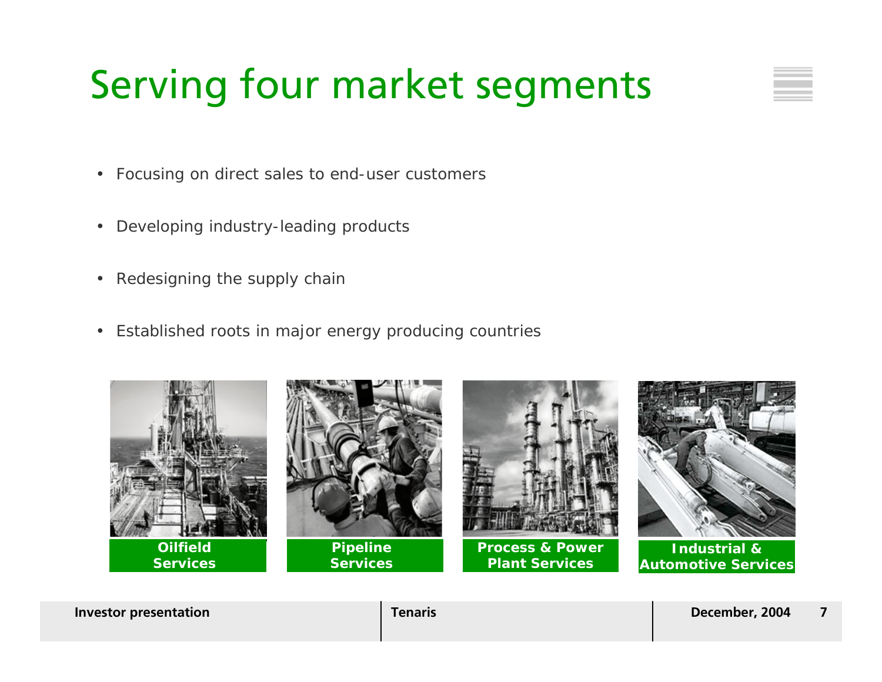# Serving four market segments

- Focusing on direct sales to end-user customers
- Developing industry-leading products
- Redesigning the supply chain
- Established roots in major energy producing countries

**Oilfield Services**

**Pipeline Services**

**Process & Power Plant Services**

**Industrial & Automotive Services**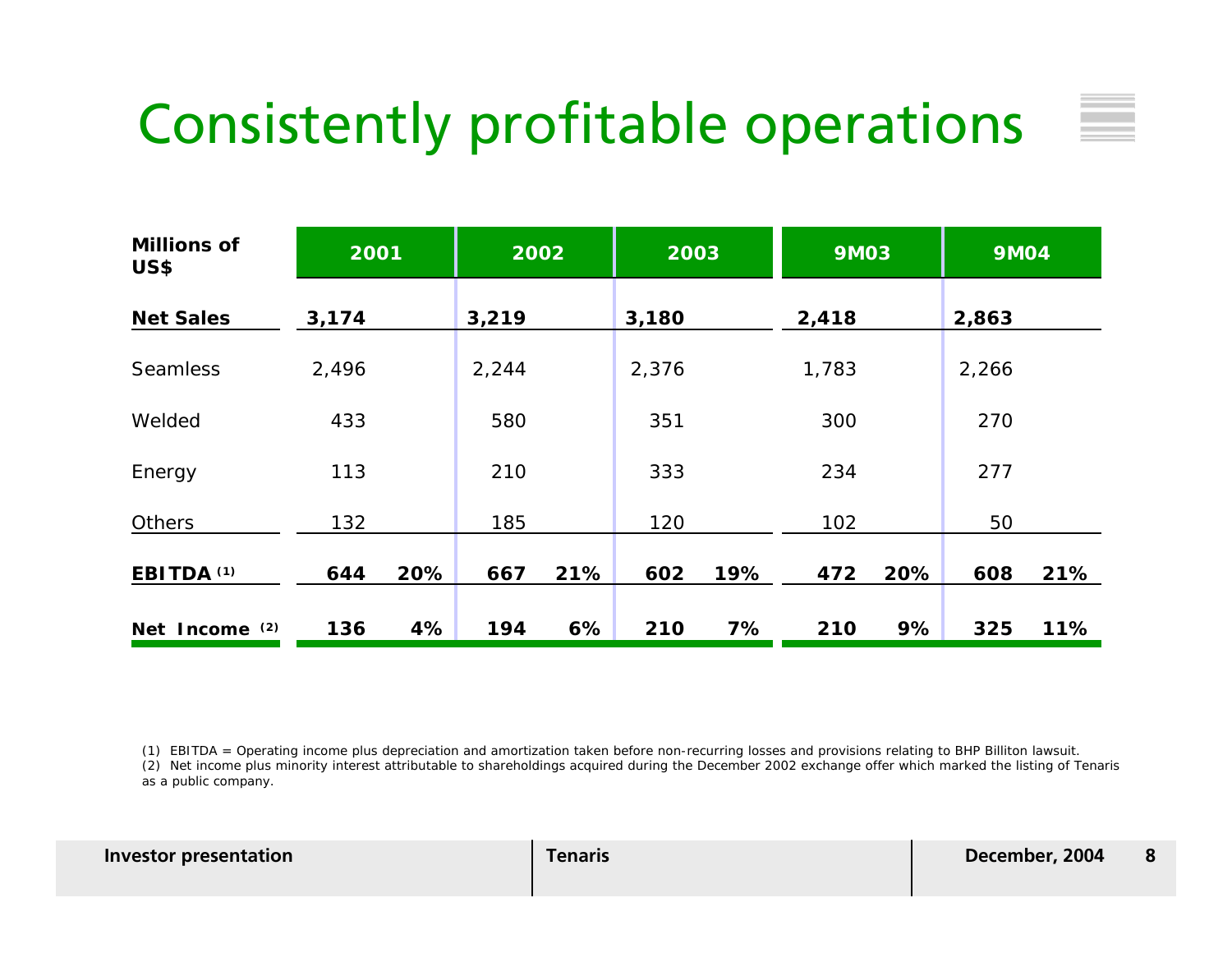# Consistently profitable operations

| Millions of US$ | 2001 | | 2002 | | 2003 | | 9M03 | | 9M04 | |
|---|---|---|---|---|---|---|---|---|---|---|
| **Net Sales** | **3,174** | | **3,219** | | **3,180** | | **2,418** | | **2,863** | |
| Seamless | 2,496 | | 2,244 | | 2,376 | | 1,783 | | 2,266 | |
| Welded | 433 | | 580 | | 351 | | 300 | | 270 | |
| Energy | 113 | | 210 | | 333 | | 234 | | 277 | |
| Others | 132 | | 185 | | 120 | | 102 | | 50 | |
| **EBITDA (1)** | **644** | **20%** | **667** | **21%** | **602** | **19%** | **472** | **20%** | **608** | **21%** |
| **Net Income (2)** | **136** | **4%** | **194** | **6%** | **210** | **7%** | **210** | **9%** | **325** | **11%** |

(1) EBITDA = Operating income plus depreciation and amortization taken before non-recurring losses and provisions relating to BHP Billiton lawsuit.
(2) Net income plus minority interest attributable to shareholdings acquired during the December 2002 exchange offer which marked the listing of Tenaris as a public company.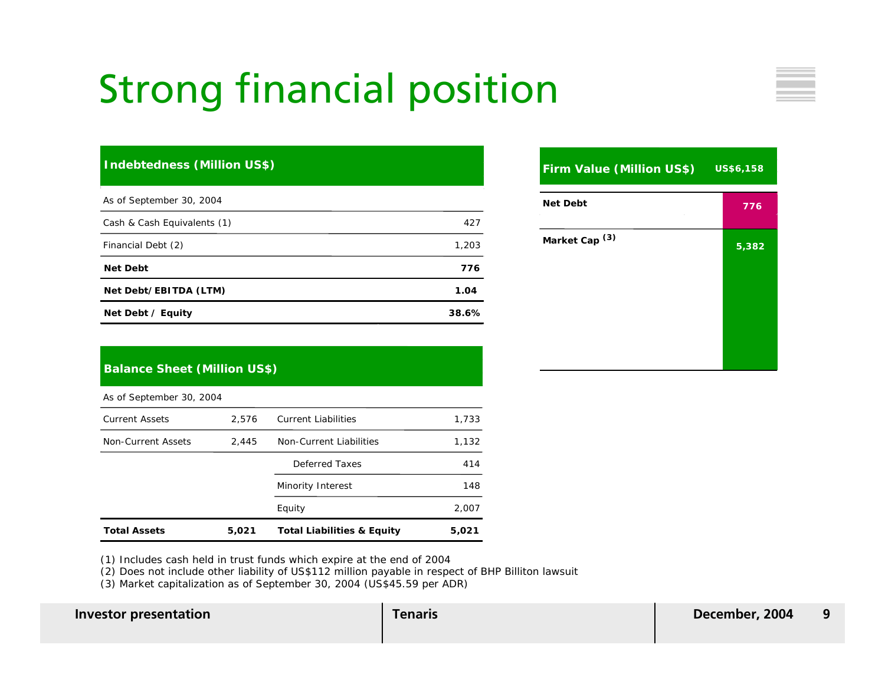# Strong financial position

| Indebtedness (Million US$) | |
|---|---|
| As of September 30, 2004 | |
| Cash & Cash Equivalents (1) | 427 |
| Financial Debt (2) | 1,203 |
| **Net Debt** | **776** |
| **Net Debt/EBITDA (LTM)** | **1.04** |
| **Net Debt / Equity** | **38.6%** |

| Balance Sheet (Million US$) | | | |
|---|---|---|---|
| As of September 30, 2004 | | | |
| Current Assets | 2,576 | Current Liabilities | 1,733 |
| Non-Current Assets | 2,445 | Non-Current Liabilities | 1,132 |
| | | Deferred Taxes | 414 |
| | | Minority Interest | 148 |
| | | Equity | 2,007 |
| **Total Assets** | **5,021** | **Total Liabilities & Equity** | **5,021** |

| Firm Value (Million US$) | US$6,158 |
|---|---|
| **Net Debt** | 776 |
| **Market Cap (3)** | 5,382 |

(1) Includes cash held in trust funds which expire at the end of 2004
(2) Does not include other liability of US$112 million payable in respect of BHP Billiton lawsuit
(3) Market capitalization as of September 30, 2004 (US$45.59 per ADR)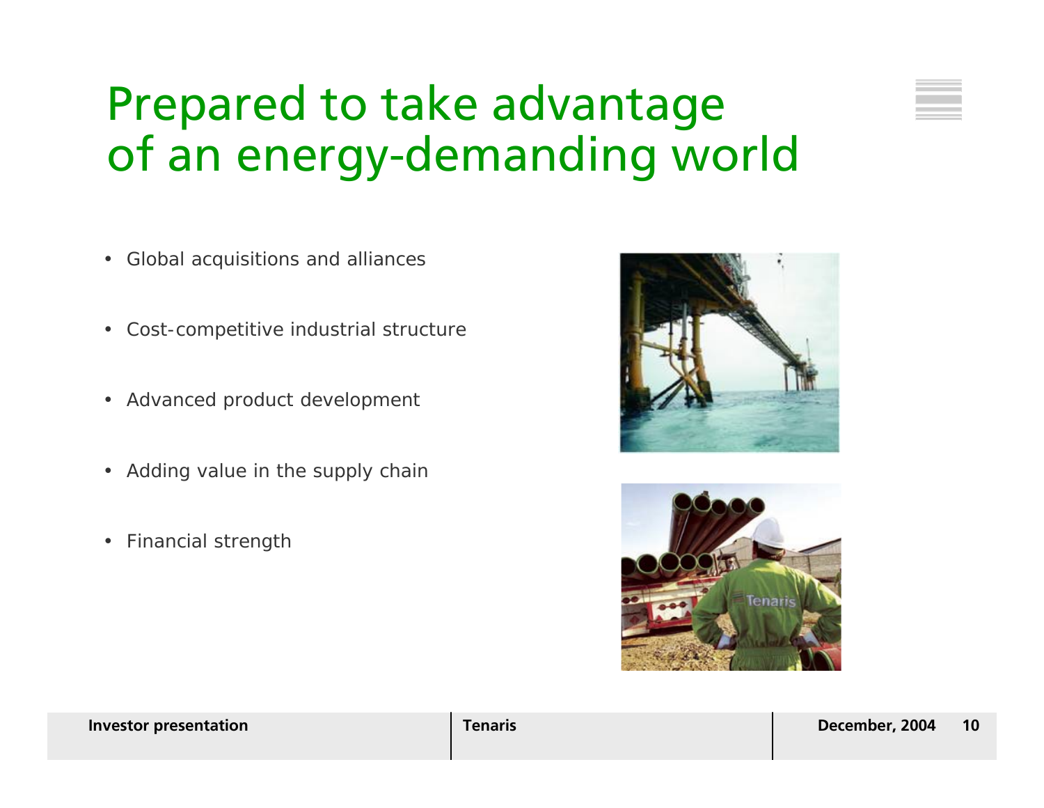# Prepared to take advantage of an energy-demanding world

- Global acquisitions and alliances
- Cost-competitive industrial structure
- Advanced product development
- Adding value in the supply chain
- Financial strength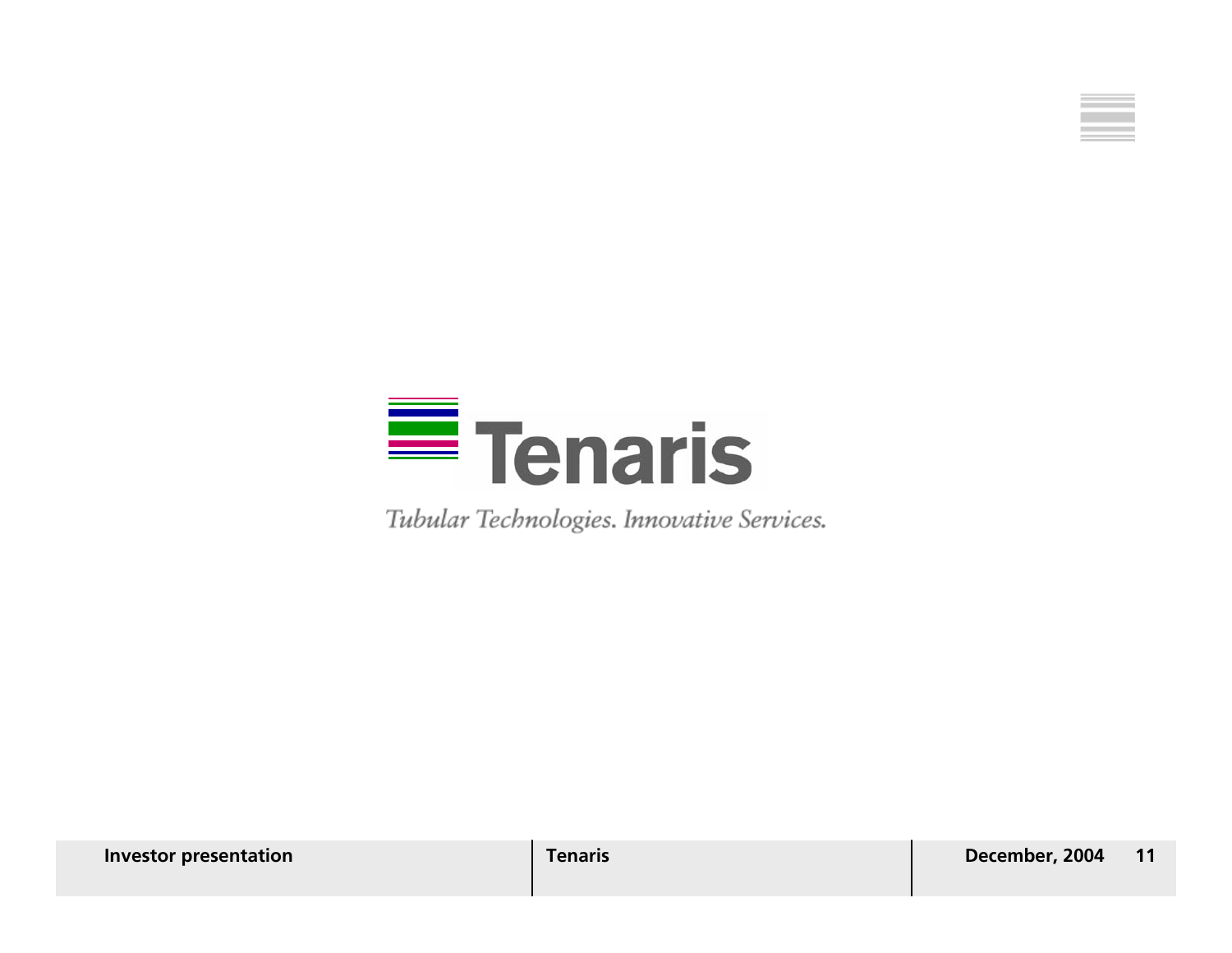Tenaris

*Tubular Technologies. Innovative Services.*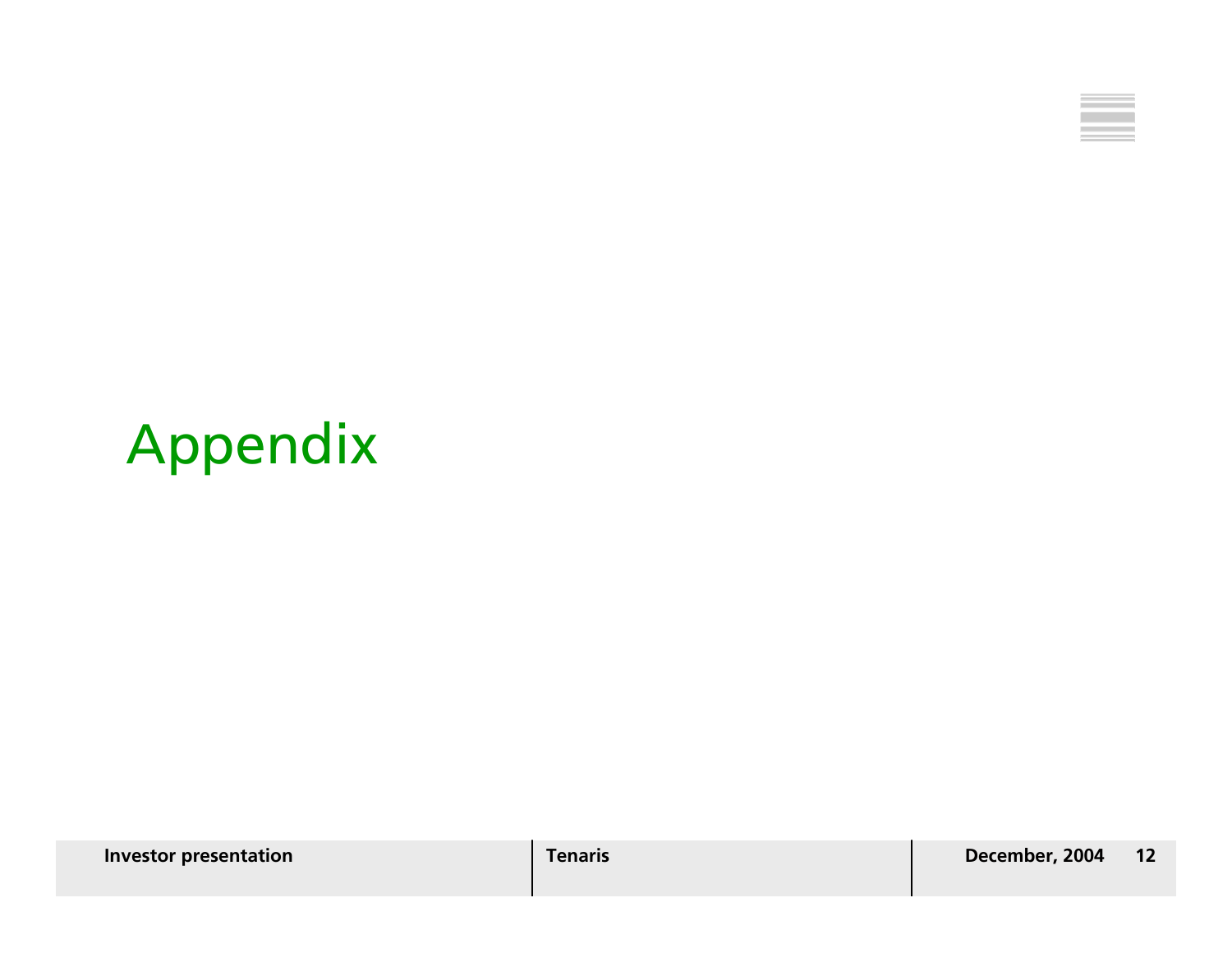# Appendix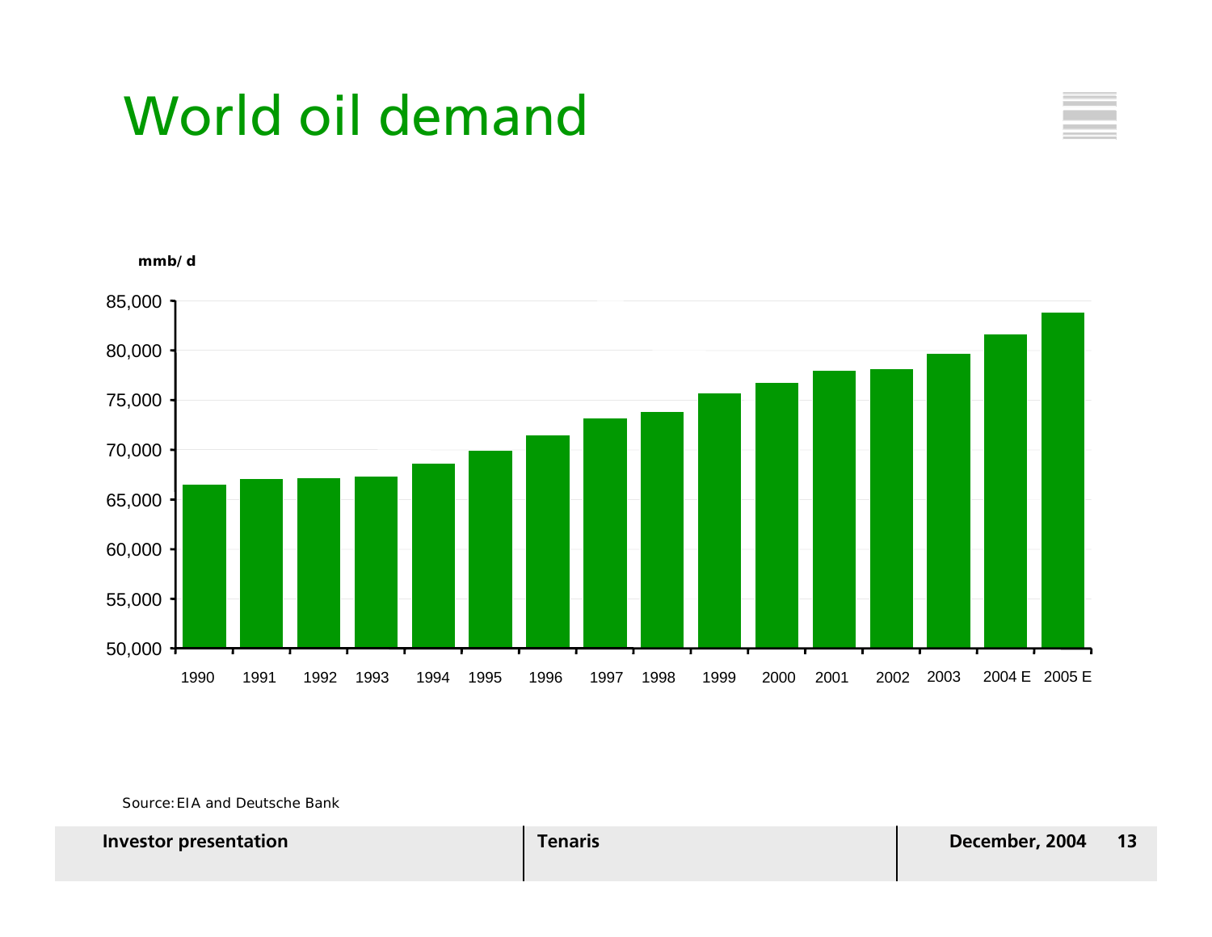# World oil demand

mmb/ d

85,000
80,000
75,000
70,000
65,000
60,000
55,000
50,000

1990 1991 1992 1993 1994 1995 1996 1997 1998 1999 2000 2001 2002 2003 2004 E 2005 E

Source: EIA and Deutsche Bank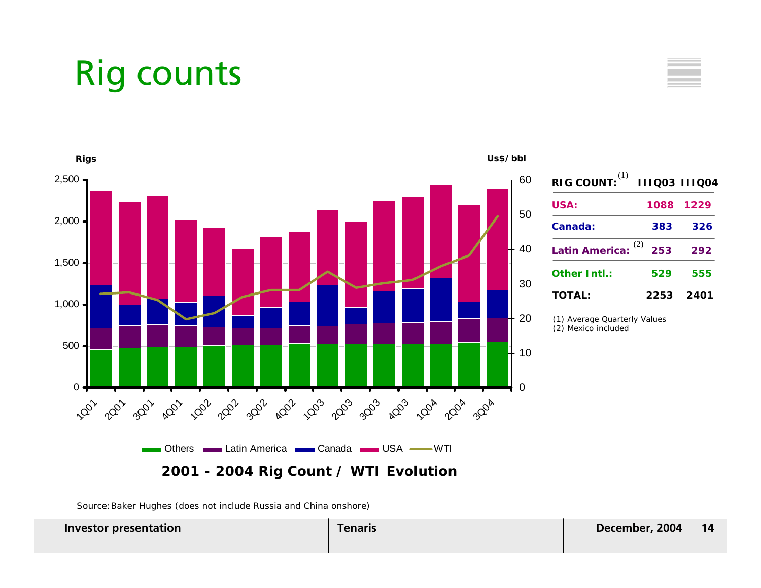# Rig counts

Rigs

Us$/bbl

**2001 - 2004 Rig Count / WTI Evolution**

Legend: Others, Latin America, Canada, USA, WTI

| RIG COUNT:[1] | IIIQ03 | IIIQ04 |
|---|---|---|
| **USA:** | **1088** | **1229** |
| **Canada:** | **383** | **326** |
| **Latin America:**[2] | **253** | **292** |
| **Other Intl.:** | **529** | **555** |
| **TOTAL:** | **2253** | **2401** |

(1) Average Quarterly Values
(2) Mexico included

Source: Baker Hughes (does not include Russia and China onshore)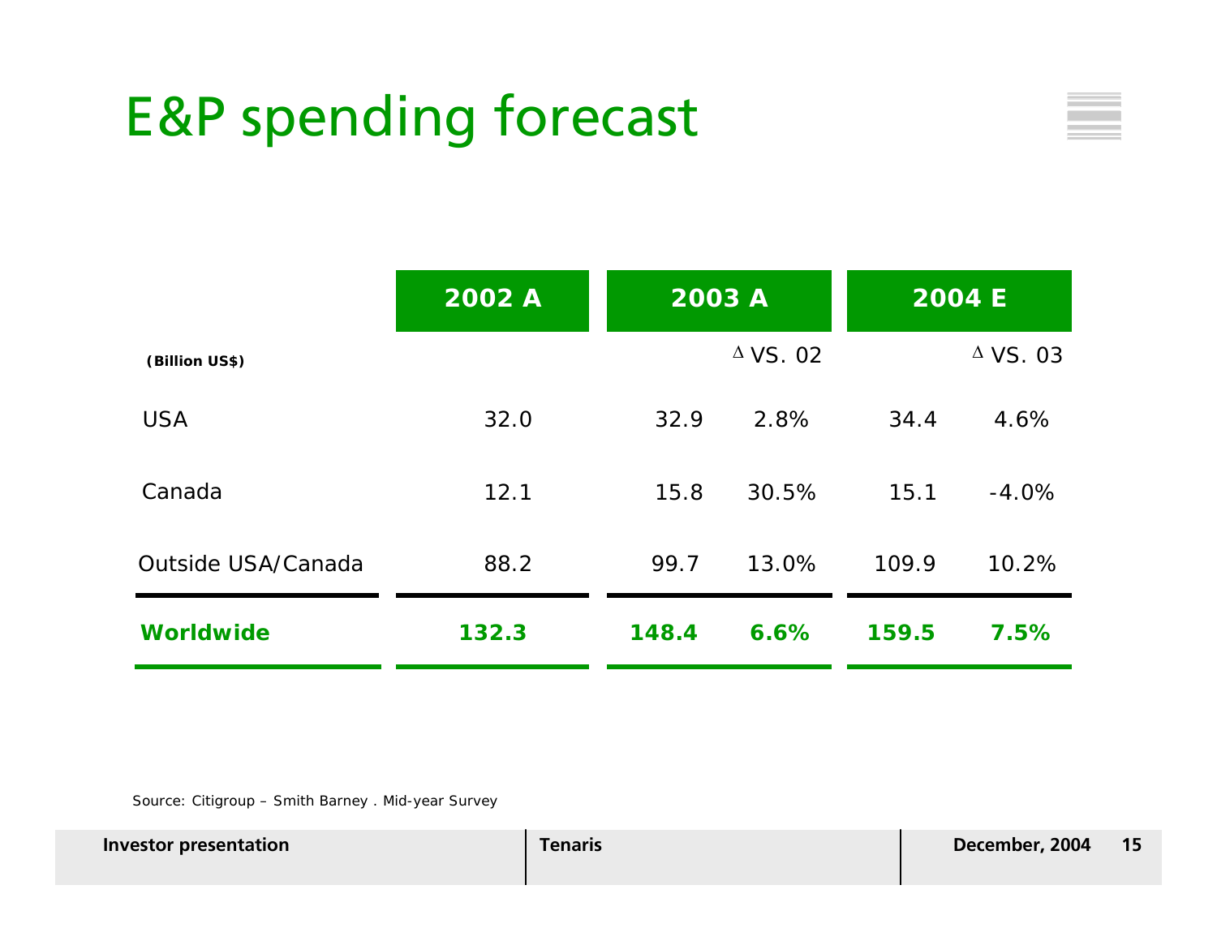# E&P spending forecast

| (Billion US$) | 2002 A | 2003 A | Δ VS. 02 | 2004 E | Δ VS. 03 |
|---|---|---|---|---|---|
| USA | 32.0 | 32.9 | 2.8% | 34.4 | 4.6% |
| Canada | 12.1 | 15.8 | 30.5% | 15.1 | -4.0% |
| Outside USA/Canada | 88.2 | 99.7 | 13.0% | 109.9 | 10.2% |
| **Worldwide** | **132.3** | **148.4** | **6.6%** | **159.5** | **7.5%** |

Source: Citigroup – Smith Barney . Mid-year Survey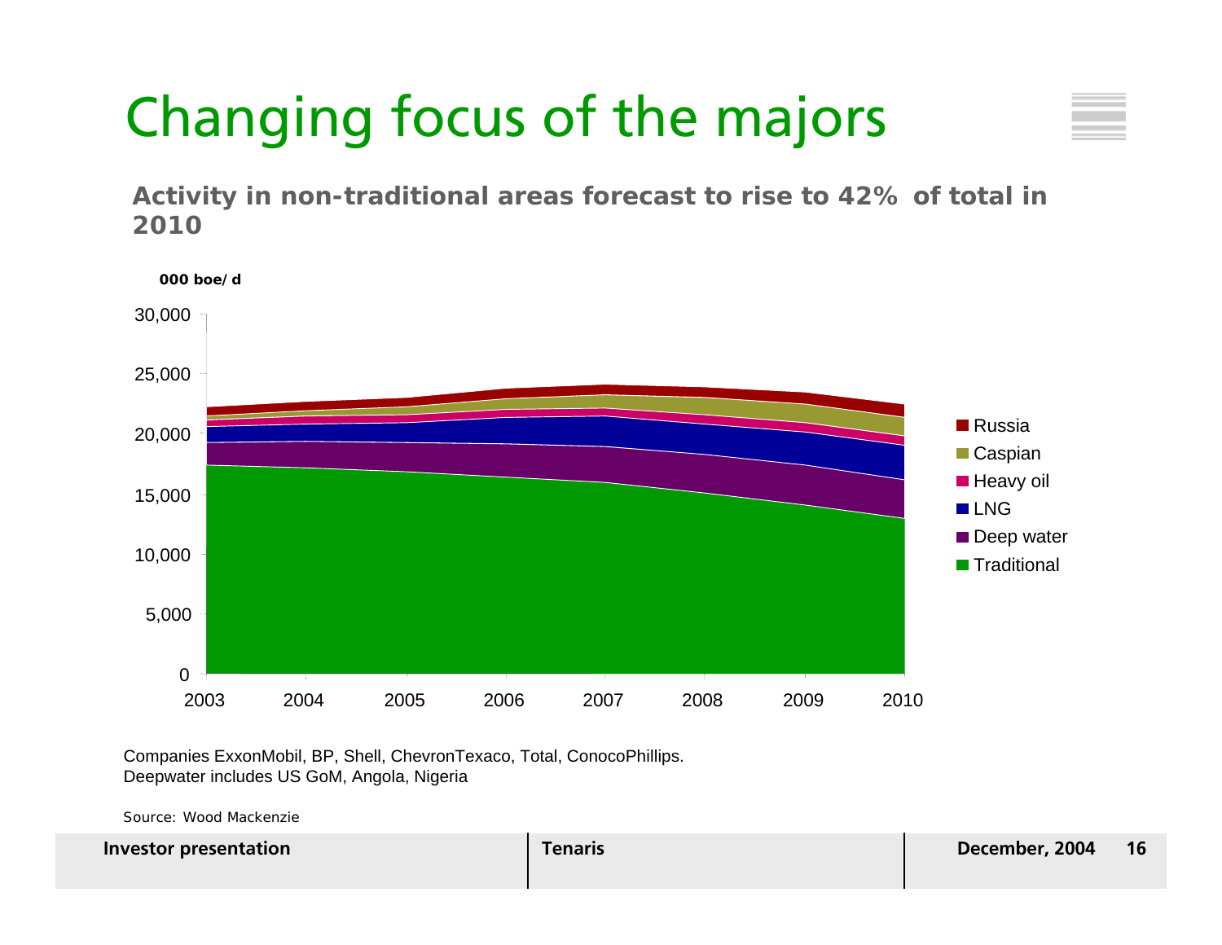# Changing focus of the majors

**Activity in non-traditional areas forecast to rise to 42% of total in 2010**

**000 boe/d**

30,000
25,000
20,000
15,000
10,000
5,000
0

2003 2004 2005 2006 2007 2008 2009 2010

- Russia
- Caspian
- Heavy oil
- LNG
- Deep water
- Traditional

Companies ExxonMobil, BP, Shell, ChevronTexaco, Total, ConocoPhillips.
Deepwater includes US GoM, Angola, Nigeria

Source: Wood Mackenzie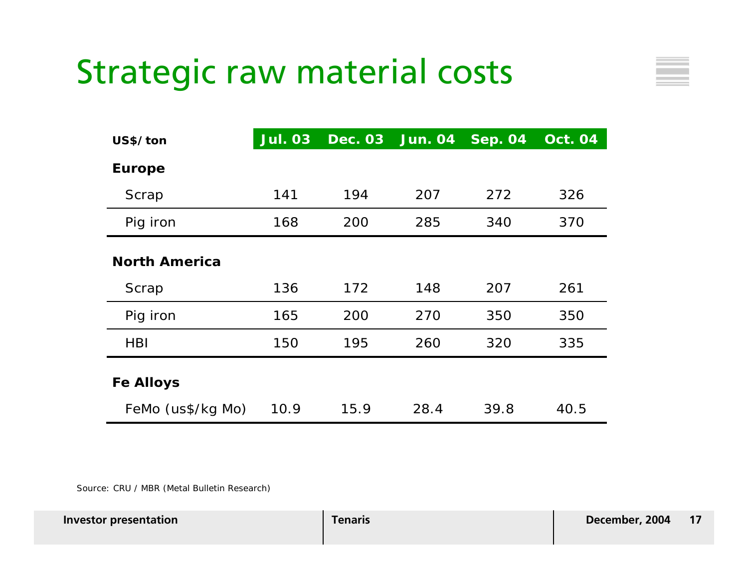# Strategic raw material costs

| US$/ton | Jul. 03 | Dec. 03 | Jun. 04 | Sep. 04 | Oct. 04 |
|---|---|---|---|---|---|
| **Europe** | | | | | |
| Scrap | 141 | 194 | 207 | 272 | 326 |
| Pig iron | 168 | 200 | 285 | 340 | 370 |
| **North America** | | | | | |
| Scrap | 136 | 172 | 148 | 207 | 261 |
| Pig iron | 165 | 200 | 270 | 350 | 350 |
| HBI | 150 | 195 | 260 | 320 | 335 |
| **Fe Alloys** | | | | | |
| FeMo (us$/kg Mo) | 10.9 | 15.9 | 28.4 | 39.8 | 40.5 |

Source: CRU / MBR (Metal Bulletin Research)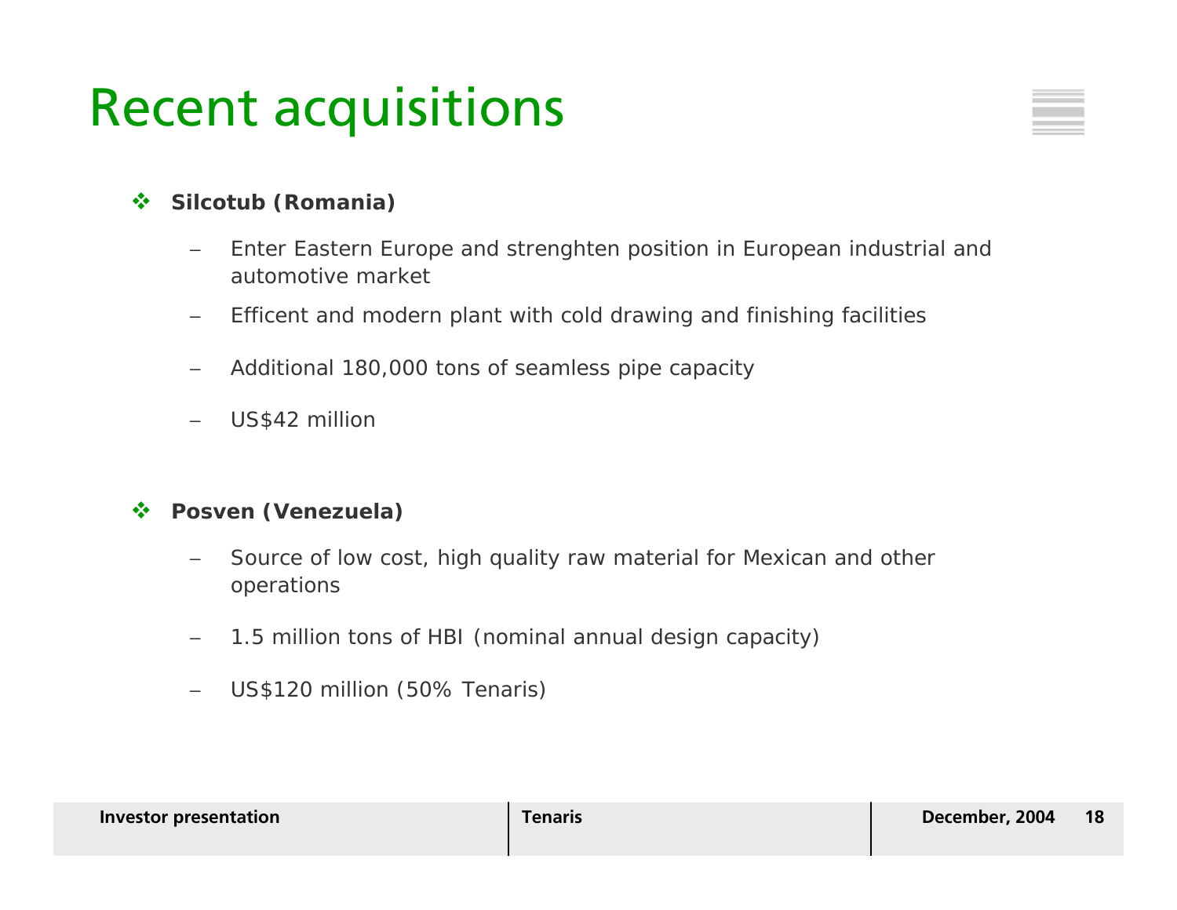# Recent acquisitions

- **Silcotub (Romania)**
  - Enter Eastern Europe and strenghten position in European industrial and automotive market
  - Efficent and modern plant with cold drawing and finishing facilities
  - Additional 180,000 tons of seamless pipe capacity
  - US$42 million

- **Posven (Venezuela)**
  - Source of low cost, high quality raw material for Mexican and other operations
  - 1.5 million tons of HBI (nominal annual design capacity)
  - US$120 million (50% Tenaris)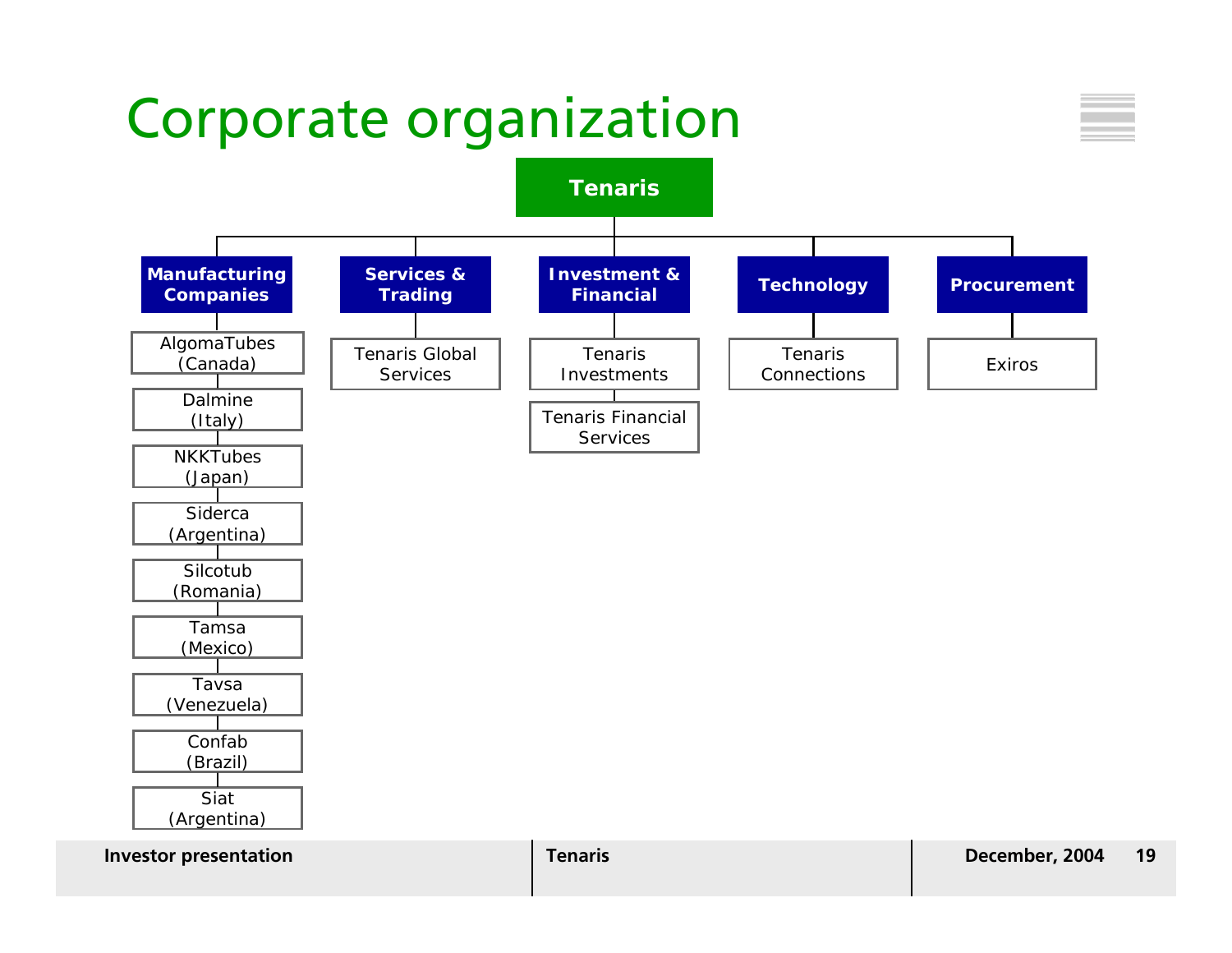# Corporate organization

**Tenaris**

- **Manufacturing Companies**
  - AlgomaTubes (Canada)
  - Dalmine (Italy)
  - NKKTubes (Japan)
  - Siderca (Argentina)
  - Silcotub (Romania)
  - Tamsa (Mexico)
  - Tavsa (Venezuela)
  - Confab (Brazil)
  - Siat (Argentina)
- **Services & Trading**
  - Tenaris Global Services
- **Investment & Financial**
  - Tenaris Investments
  - Tenaris Financial Services
- **Technology**
  - Tenaris Connections
- **Procurement**
  - Exiros